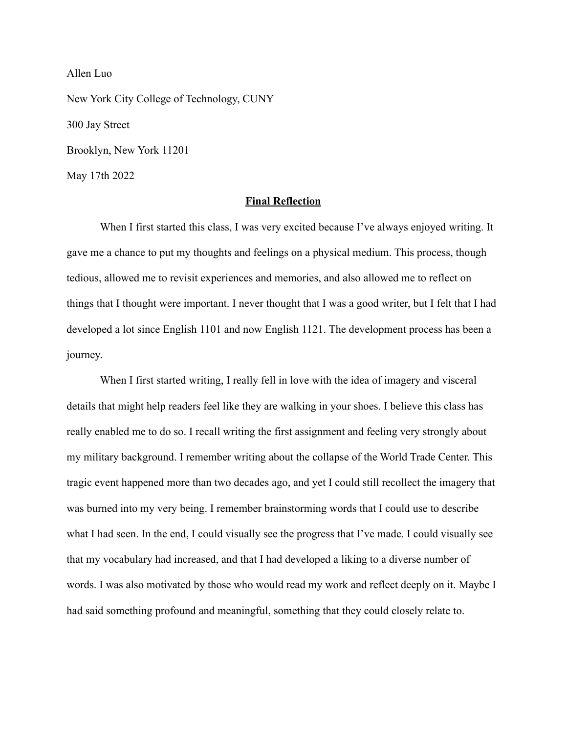Allen Luo

New York City College of Technology, CUNY

300 Jay Street

Brooklyn, New York 11201

May 17th 2022

**Final Reflection**

When I first started this class, I was very excited because I've always enjoyed writing. It gave me a chance to put my thoughts and feelings on a physical medium. This process, though tedious, allowed me to revisit experiences and memories, and also allowed me to reflect on things that I thought were important. I never thought that I was a good writer, but I felt that I had developed a lot since English 1101 and now English 1121. The development process has been a journey.

When I first started writing, I really fell in love with the idea of imagery and visceral details that might help readers feel like they are walking in your shoes. I believe this class has really enabled me to do so. I recall writing the first assignment and feeling very strongly about my military background. I remember writing about the collapse of the World Trade Center. This tragic event happened more than two decades ago, and yet I could still recollect the imagery that was burned into my very being. I remember brainstorming words that I could use to describe what I had seen. In the end, I could visually see the progress that I've made. I could visually see that my vocabulary had increased, and that I had developed a liking to a diverse number of words. I was also motivated by those who would read my work and reflect deeply on it. Maybe I had said something profound and meaningful, something that they could closely relate to.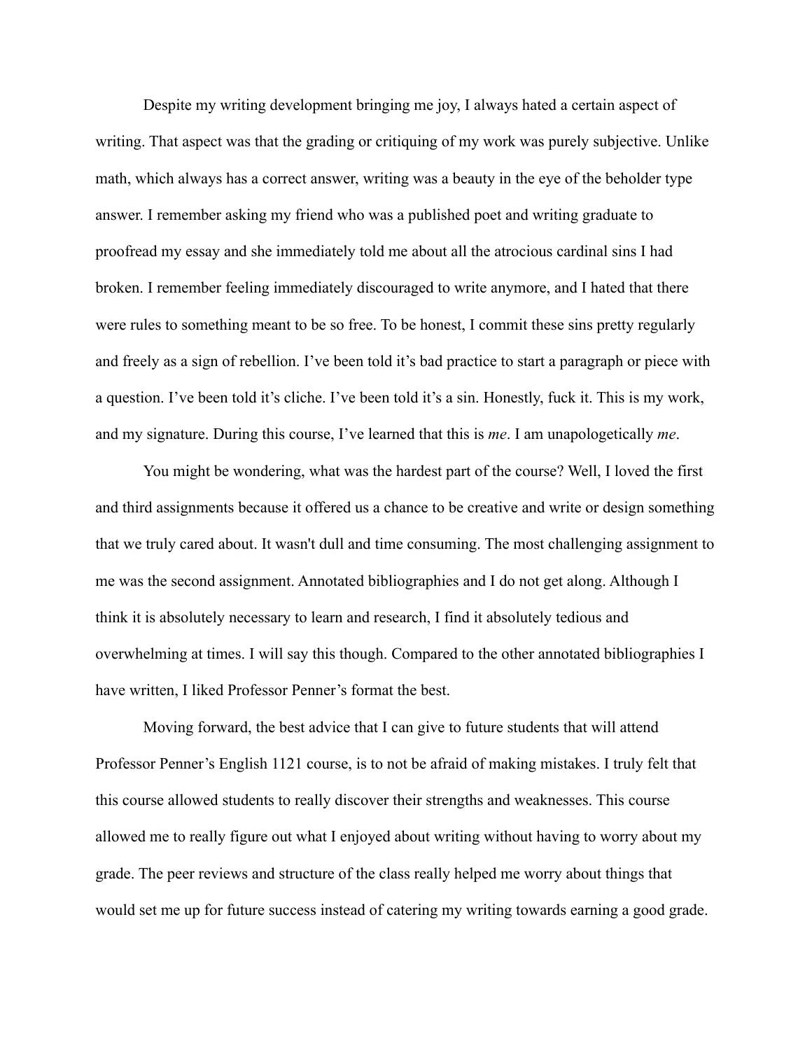Despite my writing development bringing me joy, I always hated a certain aspect of writing. That aspect was that the grading or critiquing of my work was purely subjective. Unlike math, which always has a correct answer, writing was a beauty in the eye of the beholder type answer. I remember asking my friend who was a published poet and writing graduate to proofread my essay and she immediately told me about all the atrocious cardinal sins I had broken. I remember feeling immediately discouraged to write anymore, and I hated that there were rules to something meant to be so free. To be honest, I commit these sins pretty regularly and freely as a sign of rebellion. I've been told it's bad practice to start a paragraph or piece with a question. I've been told it's cliche. I've been told it's a sin. Honestly, fuck it. This is my work, and my signature. During this course, I've learned that this is *me*. I am unapologetically *me*.

You might be wondering, what was the hardest part of the course? Well, I loved the first and third assignments because it offered us a chance to be creative and write or design something that we truly cared about. It wasn't dull and time consuming. The most challenging assignment to me was the second assignment. Annotated bibliographies and I do not get along. Although I think it is absolutely necessary to learn and research, I find it absolutely tedious and overwhelming at times. I will say this though. Compared to the other annotated bibliographies I have written, I liked Professor Penner's format the best.

Moving forward, the best advice that I can give to future students that will attend Professor Penner's English 1121 course, is to not be afraid of making mistakes. I truly felt that this course allowed students to really discover their strengths and weaknesses. This course allowed me to really figure out what I enjoyed about writing without having to worry about my grade. The peer reviews and structure of the class really helped me worry about things that would set me up for future success instead of catering my writing towards earning a good grade.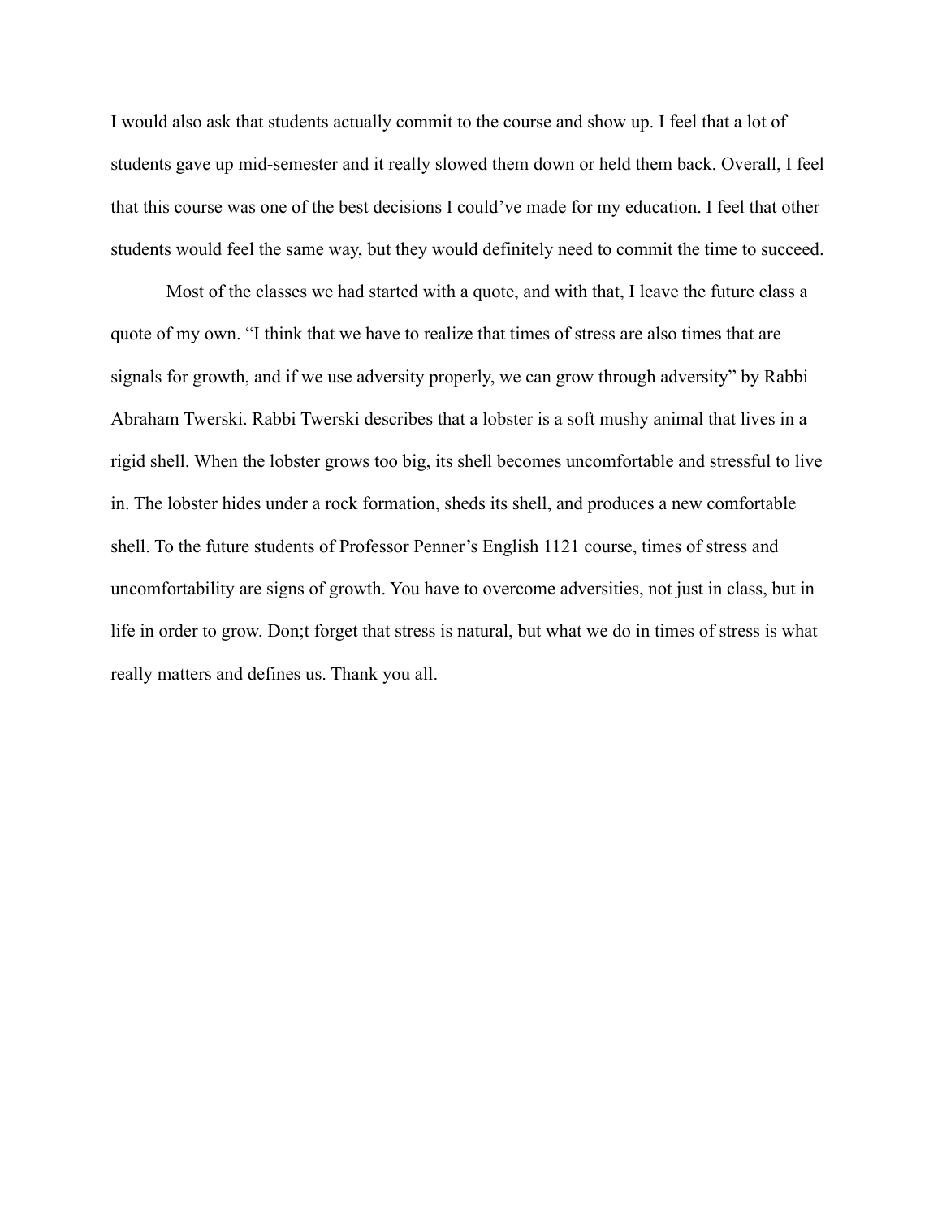I would also ask that students actually commit to the course and show up. I feel that a lot of students gave up mid-semester and it really slowed them down or held them back. Overall, I feel that this course was one of the best decisions I could've made for my education. I feel that other students would feel the same way, but they would definitely need to commit the time to succeed.

Most of the classes we had started with a quote, and with that, I leave the future class a quote of my own. "I think that we have to realize that times of stress are also times that are signals for growth, and if we use adversity properly, we can grow through adversity" by Rabbi Abraham Twerski. Rabbi Twerski describes that a lobster is a soft mushy animal that lives in a rigid shell. When the lobster grows too big, its shell becomes uncomfortable and stressful to live in. The lobster hides under a rock formation, sheds its shell, and produces a new comfortable shell. To the future students of Professor Penner's English 1121 course, times of stress and uncomfortability are signs of growth. You have to overcome adversities, not just in class, but in life in order to grow. Don;t forget that stress is natural, but what we do in times of stress is what really matters and defines us. Thank you all.